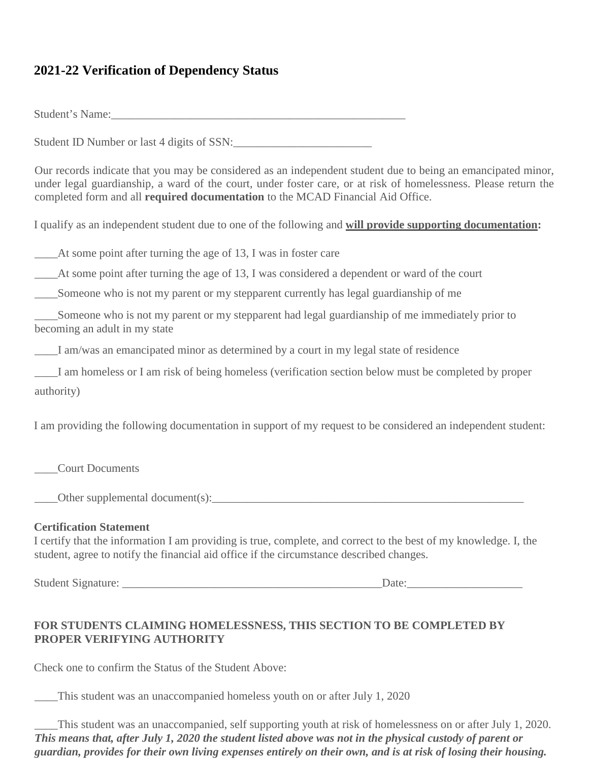## 2021-22 Verification of Dependency Status

Student's Name:_____________________________________________________

Student ID Number or last 4 digits of SSN:________________________

Our records indicate that you may be considered as an independent student due to being an emancipated minor, under legal guardianship, a ward of the court, under foster care, or at risk of homelessness. Please return the completed form and all **required documentation** to the MCAD Financial Aid Office.

I qualify as an independent student due to one of the following and **will provide supporting documentation:**

____At some point after turning the age of 13, I was in foster care

____At some point after turning the age of 13, I was considered a dependent or ward of the court

____Someone who is not my parent or my stepparent currently has legal guardianship of me

____Someone who is not my parent or my stepparent had legal guardianship of me immediately prior to becoming an adult in my state

____I am/was an emancipated minor as determined by a court in my legal state of residence

____I am homeless or I am risk of being homeless (verification section below must be completed by proper authority)

I am providing the following documentation in support of my request to be considered an independent student:

____Court Documents

____Other supplemental document(s):_______________________________________________________

**Certification Statement**
I certify that the information I am providing is true, complete, and correct to the best of my knowledge. I, the student, agree to notify the financial aid office if the circumstance described changes.

Student Signature: _______________________________________________Date:____________________

**FOR STUDENTS CLAIMING HOMELESSNESS, THIS SECTION TO BE COMPLETED BY PROPER VERIFYING AUTHORITY**

Check one to confirm the Status of the Student Above:

____This student was an unaccompanied homeless youth on or after July 1, 2020

____This student was an unaccompanied, self supporting youth at risk of homelessness on or after July 1, 2020. ***This means that, after July 1, 2020 the student listed above was not in the physical custody of parent or guardian, provides for their own living expenses entirely on their own, and is at risk of losing their housing.***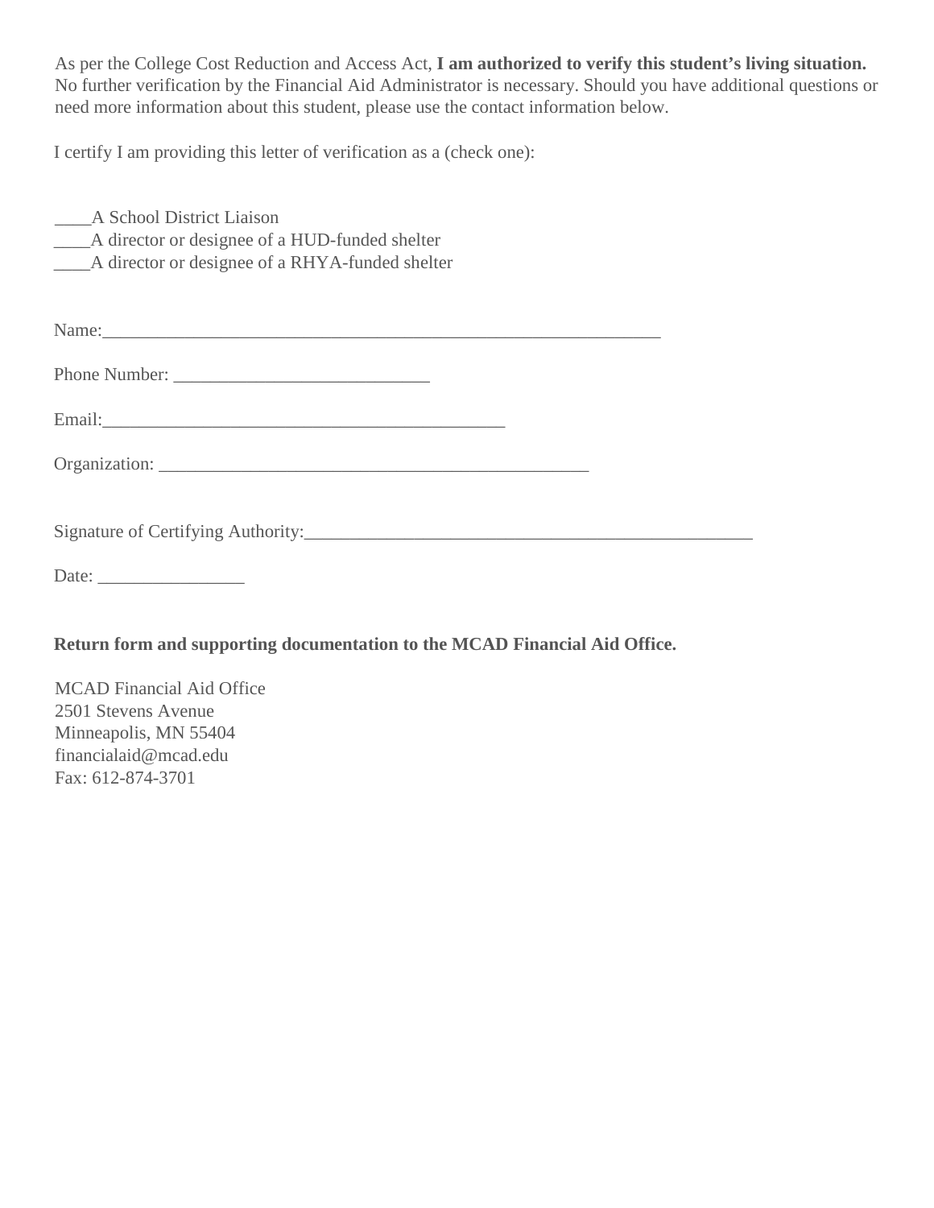As per the College Cost Reduction and Access Act, **I am authorized to verify this student's living situation.** No further verification by the Financial Aid Administrator is necessary. Should you have additional questions or need more information about this student, please use the contact information below.

I certify I am providing this letter of verification as a (check one):

____A School District Liaison
____A director or designee of a HUD-funded shelter
____A director or designee of a RHYA-funded shelter

Name:_______________________________________________________________

Phone Number: ____________________________

Email:____________________________________________

Organization: _______________________________________________

Signature of Certifying Authority:_________________________________________________

Date: ________________

**Return form and supporting documentation to the MCAD Financial Aid Office.**

MCAD Financial Aid Office
2501 Stevens Avenue
Minneapolis, MN 55404
financialaid@mcad.edu
Fax: 612-874-3701